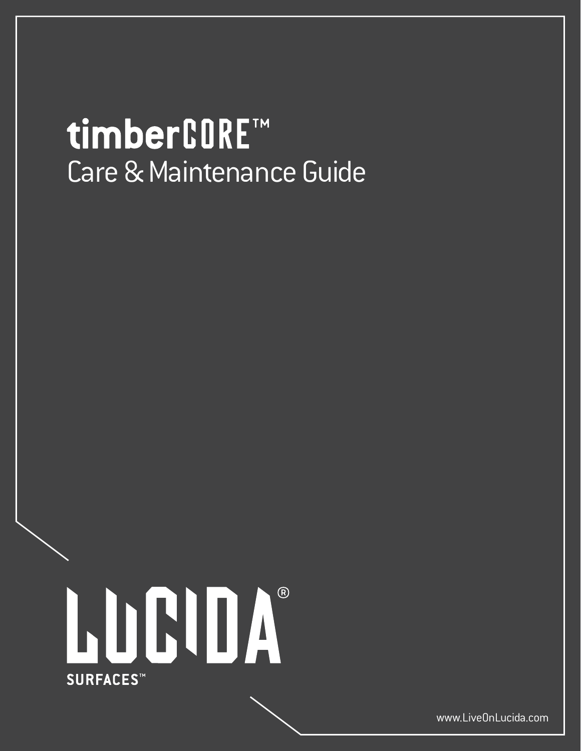# timberCORE™

## Care & Maintenance Guide

LUCIDA®

SURFACES™

www.LiveOnLucida.com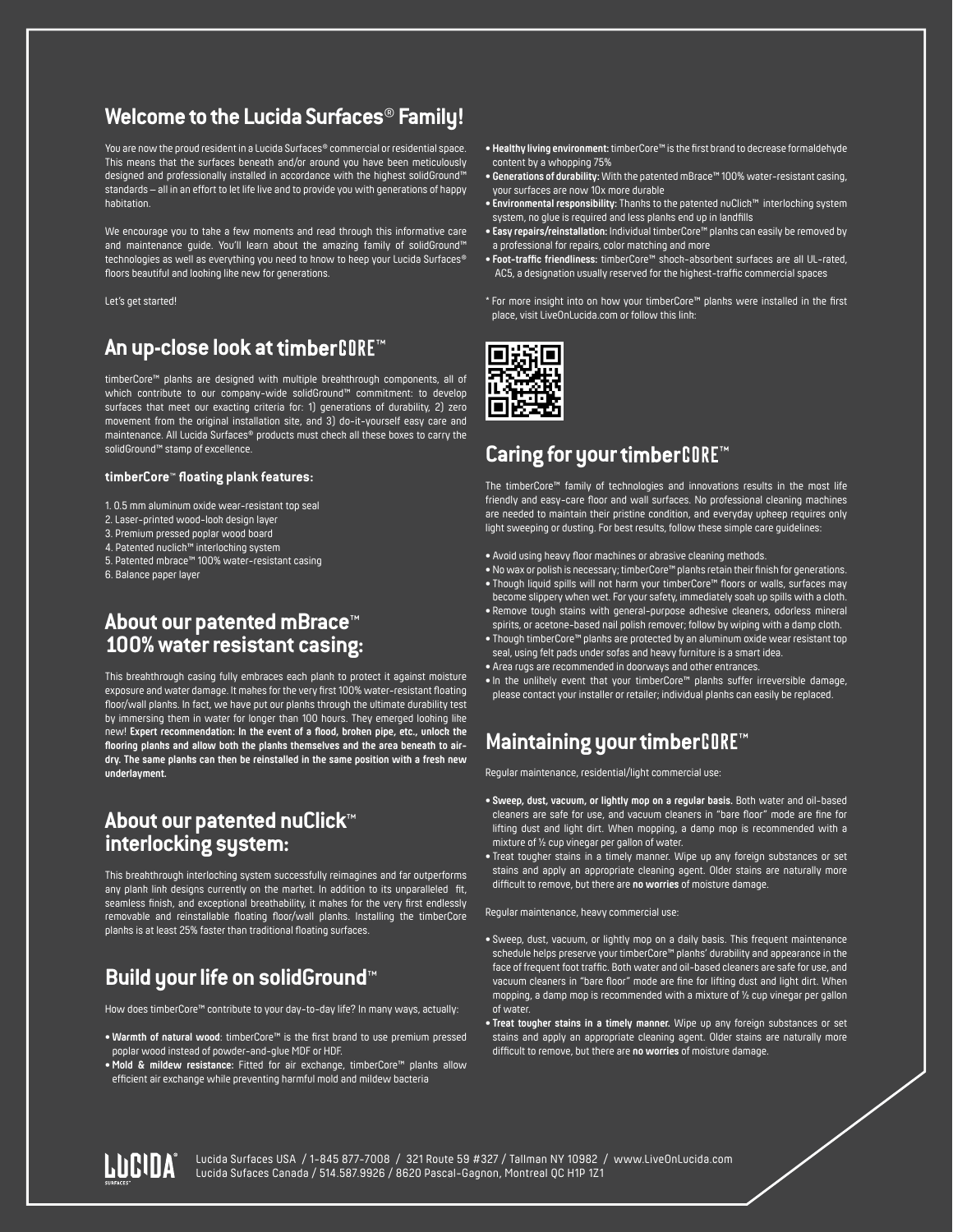## Welcome to the Lucida Surfaces® Family!

You are now the proud resident in a Lucida Surfaces® commercial or residential space. This means that the surfaces beneath and/or around you have been meticulously designed and professionally installed in accordance with the highest solidGround™ standards – all in an effort to let life live and to provide you with generations of happy habitation.

We encourage you to take a few moments and read through this informative care and maintenance guide. You'll learn about the amazing family of solidGround™ technologies as well as everything you need to know to keep your Lucida Surfaces® floors beautiful and looking like new for generations.

Let's get started!

## An up-close look at timberCORE™

timberCore™ planks are designed with multiple breakthrough components, all of which contribute to our company-wide solidGround™ commitment: to develop surfaces that meet our exacting criteria for: 1) generations of durability, 2) zero movement from the original installation site, and 3) do-it-yourself easy care and maintenance. All Lucida Surfaces® products must check all these boxes to carry the solidGround™ stamp of excellence.

### timberCore™ floating plank features:

1. 0.5 mm aluminum oxide wear-resistant top seal
2. Laser-printed wood-look design layer
3. Premium pressed poplar wood board
4. Patented nuclick™ interlocking system
5. Patented mbrace™ 100% water-resistant casing
6. Balance paper layer

## About our patented mBrace™ 100% water resistant casing:

This breakthrough casing fully embraces each plank to protect it against moisture exposure and water damage. It makes for the very first 100% water-resistant floating floor/wall planks. In fact, we have put our planks through the ultimate durability test by immersing them in water for longer than 100 hours. They emerged looking like new! **Expert recommendation: In the event of a flood, broken pipe, etc., unlock the flooring planks and allow both the planks themselves and the area beneath to air-dry. The same planks can then be reinstalled in the same position with a fresh new underlayment.**

## About our patented nuClick™ interlocking system:

This breakthrough interlocking system successfully reimagines and far outperforms any plank link designs currently on the market. In addition to its unparalleled fit, seamless finish, and exceptional breathability, it makes for the very first endlessly removable and reinstallable floating floor/wall planks. Installing the timberCore planks is at least 25% faster than traditional floating surfaces.

## Build your life on solidGround™

How does timberCore™ contribute to your day-to-day life? In many ways, actually:

- **Warmth of natural wood**: timberCore™ is the first brand to use premium pressed poplar wood instead of powder-and-glue MDF or HDF.
- **Mold & mildew resistance:** Fitted for air exchange, timberCore™ planks allow efficient air exchange while preventing harmful mold and mildew bacteria
- **Healthy living environment:** timberCore™ is the first brand to decrease formaldehyde content by a whopping 75%
- **Generations of durability:** With the patented mBrace™ 100% water-resistant casing, your surfaces are now 10x more durable
- **Environmental responsibility:** Thanks to the patented nuClick™ interlocking system system, no glue is required and less planks end up in landfills
- **Easy repairs/reinstallation:** Individual timberCore™ planks can easily be removed by a professional for repairs, color matching and more
- **Foot-traffic friendliness:** timberCore™ shock-absorbent surfaces are all UL-rated, AC5, a designation usually reserved for the highest-traffic commercial spaces

* For more insight into on how your timberCore™ planks were installed in the first place, visit LiveOnLucida.com or follow this link:

## Caring for your timberCORE™

The timberCore™ family of technologies and innovations results in the most life friendly and easy-care floor and wall surfaces. No professional cleaning machines are needed to maintain their pristine condition, and everyday upkeep requires only light sweeping or dusting. For best results, follow these simple care guidelines:

- Avoid using heavy floor machines or abrasive cleaning methods.
- No wax or polish is necessary; timberCore™ planks retain their finish for generations.
- Though liquid spills will not harm your timberCore™ floors or walls, surfaces may become slippery when wet. For your safety, immediately soak up spills with a cloth.
- Remove tough stains with general-purpose adhesive cleaners, odorless mineral spirits, or acetone-based nail polish remover; follow by wiping with a damp cloth.
- Though timberCore™ planks are protected by an aluminum oxide wear resistant top seal, using felt pads under sofas and heavy furniture is a smart idea.
- Area rugs are recommended in doorways and other entrances.
- In the unlikely event that your timberCore™ planks suffer irreversible damage, please contact your installer or retailer; individual planks can easily be replaced.

## Maintaining your timberCORE™

Regular maintenance, residential/light commercial use:

- **Sweep, dust, vacuum, or lightly mop on a regular basis.** Both water and oil-based cleaners are safe for use, and vacuum cleaners in "bare floor" mode are fine for lifting dust and light dirt. When mopping, a damp mop is recommended with a mixture of ½ cup vinegar per gallon of water.
- Treat tougher stains in a timely manner. Wipe up any foreign substances or set stains and apply an appropriate cleaning agent. Older stains are naturally more difficult to remove, but there are **no worries** of moisture damage.

Regular maintenance, heavy commercial use:

- Sweep, dust, vacuum, or lightly mop on a daily basis. This frequent maintenance schedule helps preserve your timberCore™ planks' durability and appearance in the face of frequent foot traffic. Both water and oil-based cleaners are safe for use, and vacuum cleaners in "bare floor" mode are fine for lifting dust and light dirt. When mopping, a damp mop is recommended with a mixture of ½ cup vinegar per gallon of water.
- **Treat tougher stains in a timely manner.** Wipe up any foreign substances or set stains and apply an appropriate cleaning agent. Older stains are naturally more difficult to remove, but there are **no worries** of moisture damage.

LUCIDA® SURFACES

Lucida Surfaces USA / 1-845 877-7008 / 321 Route 59 #327 / Tallman NY 10982 / www.LiveOnLucida.com
Lucida Sufaces Canada / 514.587.9926 / 8620 Pascal-Gagnon, Montreal QC H1P 1Z1